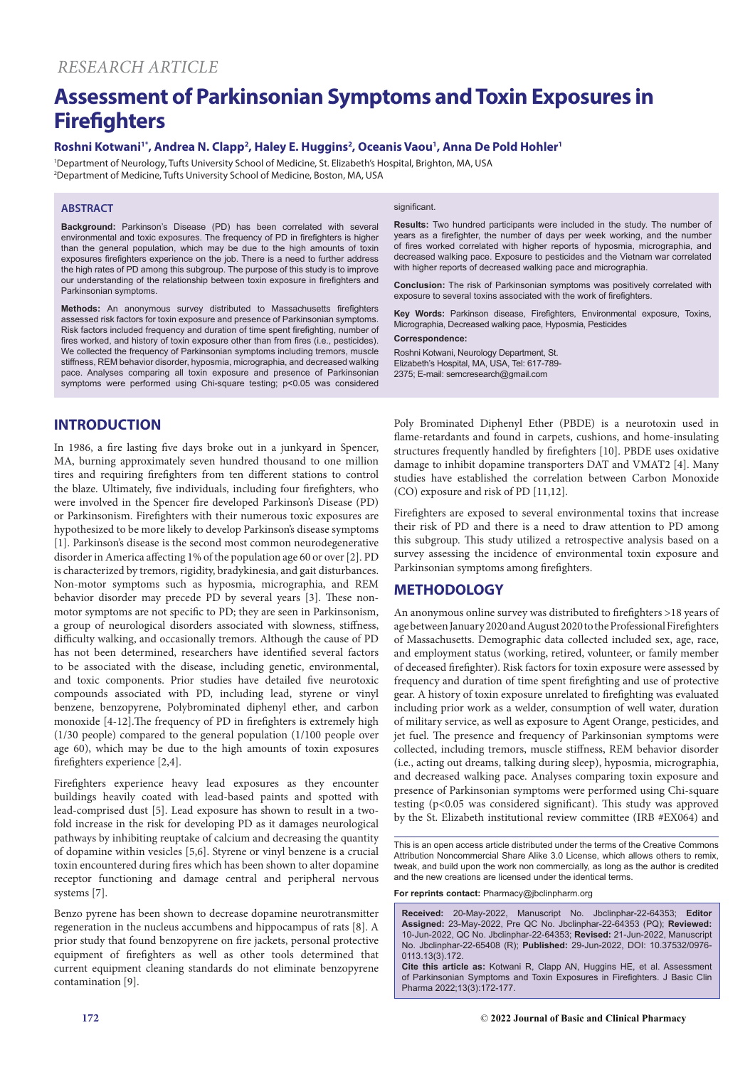*RESEARCH ARTICLE*

# Assessment of Parkinsonian Symptoms and Toxin Exposures in Firefighters

**Roshni Kotwani[1*], Andrea N. Clapp[2], Haley E. Huggins[2], Oceanis Vaou[1], Anna De Pold Hohler[1]**

[1]Department of Neurology, Tufts University School of Medicine, St. Elizabeth's Hospital, Brighton, MA, USA
[2]Department of Medicine, Tufts University School of Medicine, Boston, MA, USA

## ABSTRACT

**Background:** Parkinson's Disease (PD) has been correlated with several environmental and toxic exposures. The frequency of PD in firefighters is higher than the general population, which may be due to the high amounts of toxin exposures firefighters experience on the job. There is a need to further address the high rates of PD among this subgroup. The purpose of this study is to improve our understanding of the relationship between toxin exposure in firefighters and Parkinsonian symptoms.

**Methods:** An anonymous survey distributed to Massachusetts firefighters assessed risk factors for toxin exposure and presence of Parkinsonian symptoms. Risk factors included frequency and duration of time spent firefighting, number of fires worked, and history of toxin exposure other than from fires (i.e., pesticides). We collected the frequency of Parkinsonian symptoms including tremors, muscle stiffness, REM behavior disorder, hyposmia, micrographia, and decreased walking pace. Analyses comparing all toxin exposure and presence of Parkinsonian symptoms were performed using Chi-square testing; p<0.05 was considered significant.

**Results:** Two hundred participants were included in the study. The number of years as a firefighter, the number of days per week working, and the number of fires worked correlated with higher reports of hyposmia, micrographia, and decreased walking pace. Exposure to pesticides and the Vietnam war correlated with higher reports of decreased walking pace and micrographia.

**Conclusion:** The risk of Parkinsonian symptoms was positively correlated with exposure to several toxins associated with the work of firefighters.

**Key Words:** Parkinson disease, Firefighters, Environmental exposure, Toxins, Micrographia, Decreased walking pace, Hyposmia, Pesticides

**Correspondence:**

Roshni Kotwani, Neurology Department, St. Elizabeth's Hospital, MA, USA, Tel: 617-789-2375; E-mail: semcresearch@gmail.com

## INTRODUCTION

In 1986, a fire lasting five days broke out in a junkyard in Spencer, MA, burning approximately seven hundred thousand to one million tires and requiring firefighters from ten different stations to control the blaze. Ultimately, five individuals, including four firefighters, who were involved in the Spencer fire developed Parkinson's Disease (PD) or Parkinsonism. Firefighters with their numerous toxic exposures are hypothesized to be more likely to develop Parkinson's disease symptoms [1]. Parkinson's disease is the second most common neurodegenerative disorder in America affecting 1% of the population age 60 or over [2]. PD is characterized by tremors, rigidity, bradykinesia, and gait disturbances. Non-motor symptoms such as hyposmia, micrographia, and REM behavior disorder may precede PD by several years [3]. These non-motor symptoms are not specific to PD; they are seen in Parkinsonism, a group of neurological disorders associated with slowness, stiffness, difficulty walking, and occasionally tremors. Although the cause of PD has not been determined, researchers have identified several factors to be associated with the disease, including genetic, environmental, and toxic components. Prior studies have detailed five neurotoxic compounds associated with PD, including lead, styrene or vinyl benzene, benzopyrene, Polybrominated diphenyl ether, and carbon monoxide [4-12].The frequency of PD in firefighters is extremely high (1/30 people) compared to the general population (1/100 people over age 60), which may be due to the high amounts of toxin exposures firefighters experience [2,4].

Firefighters experience heavy lead exposures as they encounter buildings heavily coated with lead-based paints and spotted with lead-comprised dust [5]. Lead exposure has shown to result in a two-fold increase in the risk for developing PD as it damages neurological pathways by inhibiting reuptake of calcium and decreasing the quantity of dopamine within vesicles [5,6]. Styrene or vinyl benzene is a crucial toxin encountered during fires which has been shown to alter dopamine receptor functioning and damage central and peripheral nervous systems [7].

Benzo pyrene has been shown to decrease dopamine neurotransmitter regeneration in the nucleus accumbens and hippocampus of rats [8]. A prior study that found benzopyrene on fire jackets, personal protective equipment of firefighters as well as other tools determined that current equipment cleaning standards do not eliminate benzopyrene contamination [9].

Poly Brominated Diphenyl Ether (PBDE) is a neurotoxin used in flame-retardants and found in carpets, cushions, and home-insulating structures frequently handled by firefighters [10]. PBDE uses oxidative damage to inhibit dopamine transporters DAT and VMAT2 [4]. Many studies have established the correlation between Carbon Monoxide (CO) exposure and risk of PD [11,12].

Firefighters are exposed to several environmental toxins that increase their risk of PD and there is a need to draw attention to PD among this subgroup. This study utilized a retrospective analysis based on a survey assessing the incidence of environmental toxin exposure and Parkinsonian symptoms among firefighters.

## METHODOLOGY

An anonymous online survey was distributed to firefighters >18 years of age between January 2020 and August 2020 to the Professional Firefighters of Massachusetts. Demographic data collected included sex, age, race, and employment status (working, retired, volunteer, or family member of deceased firefighter). Risk factors for toxin exposure were assessed by frequency and duration of time spent firefighting and use of protective gear. A history of toxin exposure unrelated to firefighting was evaluated including prior work as a welder, consumption of well water, duration of military service, as well as exposure to Agent Orange, pesticides, and jet fuel. The presence and frequency of Parkinsonian symptoms were collected, including tremors, muscle stiffness, REM behavior disorder (i.e., acting out dreams, talking during sleep), hyposmia, micrographia, and decreased walking pace. Analyses comparing toxin exposure and presence of Parkinsonian symptoms were performed using Chi-square testing (p<0.05 was considered significant). This study was approved by the St. Elizabeth institutional review committee (IRB #EX064) and

This is an open access article distributed under the terms of the Creative Commons Attribution Noncommercial Share Alike 3.0 License, which allows others to remix, tweak, and build upon the work non commercially, as long as the author is credited and the new creations are licensed under the identical terms.

**For reprints contact:** Pharmacy@jbclinpharm.org

**Received:** 20-May-2022, Manuscript No. Jbclinphar-22-64353; **Editor Assigned:** 23-May-2022, Pre QC No. Jbclinphar-22-64353 (PQ); **Reviewed:** 10-Jun-2022, QC No. Jbclinphar-22-64353; **Revised:** 21-Jun-2022, Manuscript No. Jbclinphar-22-65408 (R); **Published:** 29-Jun-2022, DOI: 10.37532/0976-0113.13(3).172.

**Cite this article as:** Kotwani R, Clapp AN, Huggins HE, et al. Assessment of Parkinsonian Symptoms and Toxin Exposures in Firefighters. J Basic Clin Pharma 2022;13(3):172-177.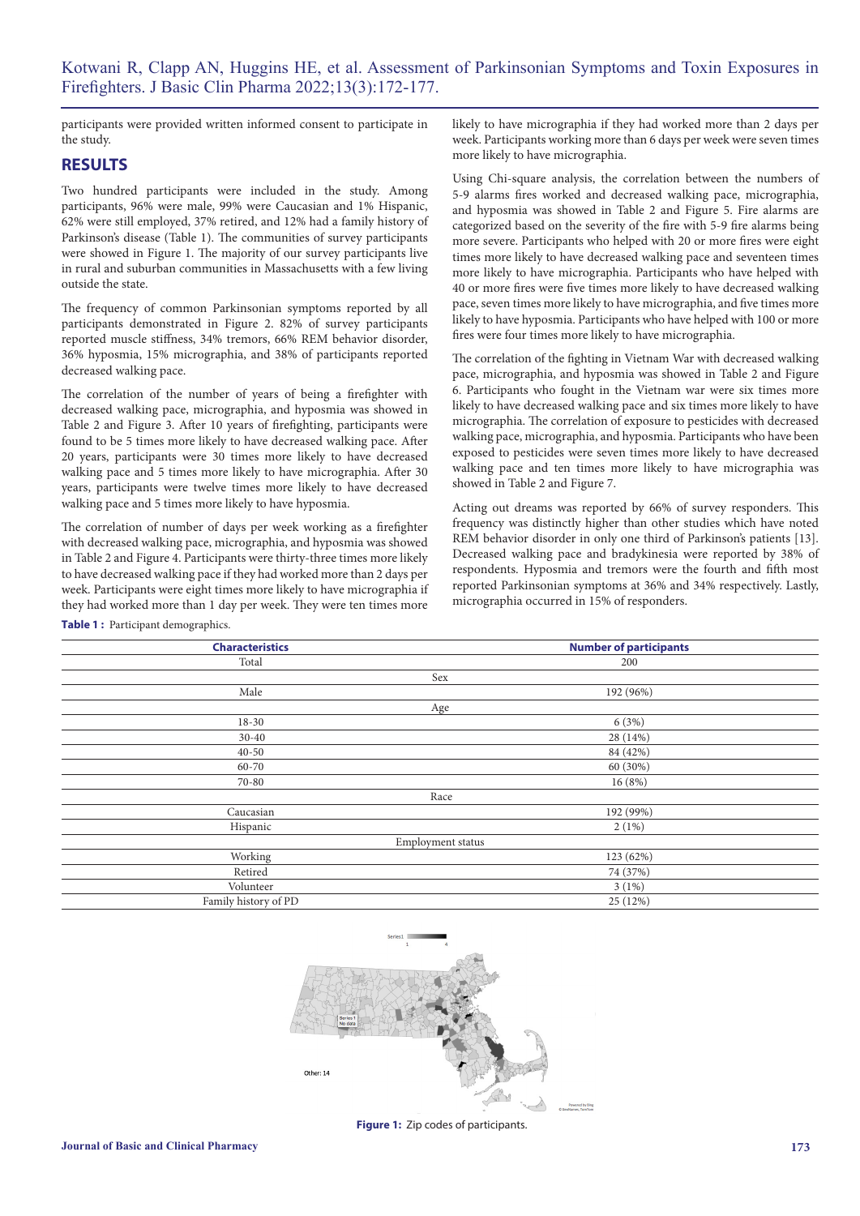participants were provided written informed consent to participate in the study.

## RESULTS

Two hundred participants were included in the study. Among participants, 96% were male, 99% were Caucasian and 1% Hispanic, 62% were still employed, 37% retired, and 12% had a family history of Parkinson's disease (Table 1). The communities of survey participants were showed in Figure 1. The majority of our survey participants live in rural and suburban communities in Massachusetts with a few living outside the state.

The frequency of common Parkinsonian symptoms reported by all participants demonstrated in Figure 2. 82% of survey participants reported muscle stiffness, 34% tremors, 66% REM behavior disorder, 36% hyposmia, 15% micrographia, and 38% of participants reported decreased walking pace.

The correlation of the number of years of being a firefighter with decreased walking pace, micrographia, and hyposmia was showed in Table 2 and Figure 3. After 10 years of firefighting, participants were found to be 5 times more likely to have decreased walking pace. After 20 years, participants were 30 times more likely to have decreased walking pace and 5 times more likely to have micrographia. After 30 years, participants were twelve times more likely to have decreased walking pace and 5 times more likely to have hyposmia.

The correlation of number of days per week working as a firefighter with decreased walking pace, micrographia, and hyposmia was showed in Table 2 and Figure 4. Participants were thirty-three times more likely to have decreased walking pace if they had worked more than 2 days per week. Participants were eight times more likely to have micrographia if they had worked more than 1 day per week. They were ten times more likely to have micrographia if they had worked more than 2 days per week. Participants working more than 6 days per week were seven times more likely to have micrographia.

Using Chi-square analysis, the correlation between the numbers of 5-9 alarms fires worked and decreased walking pace, micrographia, and hyposmia was showed in Table 2 and Figure 5. Fire alarms are categorized based on the severity of the fire with 5-9 fire alarms being more severe. Participants who helped with 20 or more fires were eight times more likely to have decreased walking pace and seventeen times more likely to have micrographia. Participants who have helped with 40 or more fires were five times more likely to have decreased walking pace, seven times more likely to have micrographia, and five times more likely to have hyposmia. Participants who have helped with 100 or more fires were four times more likely to have micrographia.

The correlation of the fighting in Vietnam War with decreased walking pace, micrographia, and hyposmia was showed in Table 2 and Figure 6. Participants who fought in the Vietnam war were six times more likely to have decreased walking pace and six times more likely to have micrographia. The correlation of exposure to pesticides with decreased walking pace, micrographia, and hyposmia. Participants who have been exposed to pesticides were seven times more likely to have decreased walking pace and ten times more likely to have micrographia was showed in Table 2 and Figure 7.

Acting out dreams was reported by 66% of survey responders. This frequency was distinctly higher than other studies which have noted REM behavior disorder in only one third of Parkinson's patients [13]. Decreased walking pace and bradykinesia were reported by 38% of respondents. Hyposmia and tremors were the fourth and fifth most reported Parkinsonian symptoms at 36% and 34% respectively. Lastly, micrographia occurred in 15% of responders.

**Table 1 :** Participant demographics.

| Characteristics | Number of participants |
| --- | --- |
| Total | 200 |
| Sex | |
| Male | 192 (96%) |
| Age | |
| 18-30 | 6 (3%) |
| 30-40 | 28 (14%) |
| 40-50 | 84 (42%) |
| 60-70 | 60 (30%) |
| 70-80 | 16 (8%) |
| Race | |
| Caucasian | 192 (99%) |
| Hispanic | 2 (1%) |
| Employment status | |
| Working | 123 (62%) |
| Retired | 74 (37%) |
| Volunteer | 3 (1%) |
| Family history of PD | 25 (12%) |

**Figure 1:** Zip codes of participants.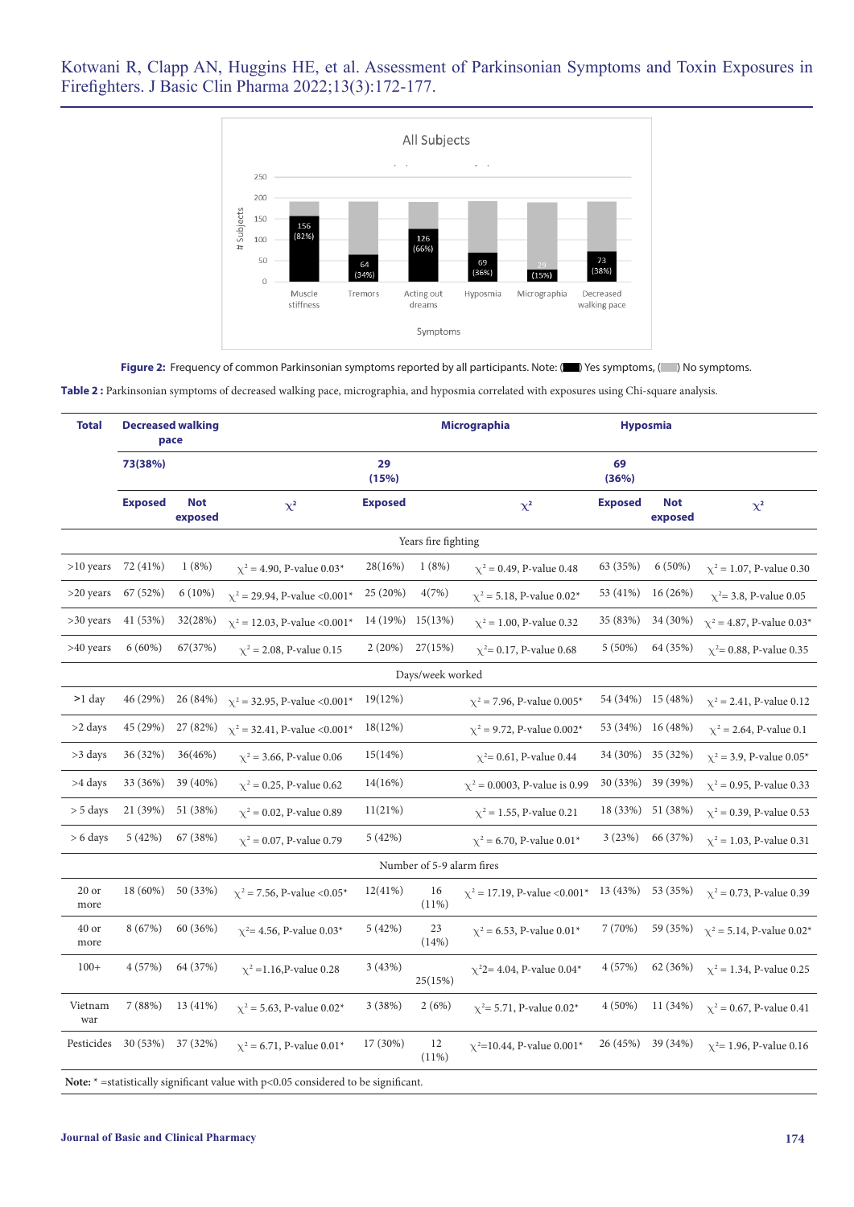Figure 2: Frequency of common Parkinsonian symptoms reported by all participants. Note: (■) Yes symptoms, (■) No symptoms.

**Table 2 :** Parkinsonian symptoms of decreased walking pace, micrographia, and hyposmia correlated with exposures using Chi-square analysis.

| Total | Decreased walking pace | | | Micrographia | | | Hyposmia | | |
|---|---|---|---|---|---|---|---|---|---|
| | 73(38%) | | | 29 (15%) | | | 69 (36%) | | |
| | Exposed | Not exposed | $\chi^2$ | Exposed | | $\chi^2$ | Exposed | Not exposed | $\chi^2$ |
| Years fire fighting | | | | | | | | | |
| >10 years | 72 (41%) | 1 (8%) | $\chi^2$ = 4.90, P-value 0.03* | 28(16%) | 1 (8%) | $\chi^2$ = 0.49, P-value 0.48 | 63 (35%) | 6 (50%) | $\chi^2$ = 1.07, P-value 0.30 |
| >20 years | 67 (52%) | 6 (10%) | $\chi^2$ = 29.94, P-value <0.001* | 25 (20%) | 4(7%) | $\chi^2$ = 5.18, P-value 0.02* | 53 (41%) | 16 (26%) | $\chi^2$= 3.8, P-value 0.05 |
| >30 years | 41 (53%) | 32(28%) | $\chi^2$ = 12.03, P-value <0.001* | 14 (19%) | 15(13%) | $\chi^2$ = 1.00, P-value 0.32 | 35 (83%) | 34 (30%) | $\chi^2$ = 4.87, P-value 0.03* |
| >40 years | 6 (60%) | 67(37%) | $\chi^2$ = 2.08, P-value 0.15 | 2 (20%) | 27(15%) | $\chi^2$= 0.17, P-value 0.68 | 5 (50%) | 64 (35%) | $\chi^2$= 0.88, P-value 0.35 |
| Days/week worked | | | | | | | | | |
| >1 day | 46 (29%) | 26 (84%) | $\chi^2$ = 32.95, P-value <0.001* | 19(12%) | | $\chi^2$ = 7.96, P-value 0.005* | 54 (34%) | 15 (48%) | $\chi^2$ = 2.41, P-value 0.12 |
| >2 days | 45 (29%) | 27 (82%) | $\chi^2$ = 32.41, P-value <0.001* | 18(12%) | | $\chi^2$ = 9.72, P-value 0.002* | 53 (34%) | 16 (48%) | $\chi^2$ = 2.64, P-value 0.1 |
| >3 days | 36 (32%) | 36(46%) | $\chi^2$ = 3.66, P-value 0.06 | 15(14%) | | $\chi^2$= 0.61, P-value 0.44 | 34 (30%) | 35 (32%) | $\chi^2$ = 3.9, P-value 0.05* |
| >4 days | 33 (36%) | 39 (40%) | $\chi^2$ = 0.25, P-value 0.62 | 14(16%) | | $\chi^2$ = 0.0003, P-value is 0.99 | 30 (33%) | 39 (39%) | $\chi^2$ = 0.95, P-value 0.33 |
| > 5 days | 21 (39%) | 51 (38%) | $\chi^2$ = 0.02, P-value 0.89 | 11(21%) | | $\chi^2$ = 1.55, P-value 0.21 | 18 (33%) | 51 (38%) | $\chi^2$ = 0.39, P-value 0.53 |
| > 6 days | 5 (42%) | 67 (38%) | $\chi^2$ = 0.07, P-value 0.79 | 5 (42%) | | $\chi^2$ = 6.70, P-value 0.01* | 3 (23%) | 66 (37%) | $\chi^2$ = 1.03, P-value 0.31 |
| Number of 5-9 alarm fires | | | | | | | | | |
| 20 or more | 18 (60%) | 50 (33%) | $\chi^2$ = 7.56, P-value <0.05* | 12(41%) | 16 (11%) | $\chi^2$ = 17.19, P-value <0.001* | 13 (43%) | 53 (35%) | $\chi^2$ = 0.73, P-value 0.39 |
| 40 or more | 8 (67%) | 60 (36%) | $\chi^2$= 4.56, P-value 0.03* | 5 (42%) | 23 (14%) | $\chi^2$ = 6.53, P-value 0.01* | 7 (70%) | 59 (35%) | $\chi^2$ = 5.14, P-value 0.02* |
| 100+ | 4 (57%) | 64 (37%) | $\chi^2$ =1.16,P-value 0.28 | 3 (43%) | 25(15%) | $\chi^2$2= 4.04, P-value 0.04* | 4 (57%) | 62 (36%) | $\chi^2$ = 1.34, P-value 0.25 |
| Vietnam war | 7 (88%) | 13 (41%) | $\chi^2$ = 5.63, P-value 0.02* | 3 (38%) | 2 (6%) | $\chi^2$= 5.71, P-value 0.02* | 4 (50%) | 11 (34%) | $\chi^2$ = 0.67, P-value 0.41 |
| Pesticides | 30 (53%) | 37 (32%) | $\chi^2$ = 6.71, P-value 0.01* | 17 (30%) | 12 (11%) | $\chi^2$=10.44, P-value 0.001* | 26 (45%) | 39 (34%) | $\chi^2$= 1.96, P-value 0.16 |

**Note:** * =statistically significant value with p<0.05 considered to be significant.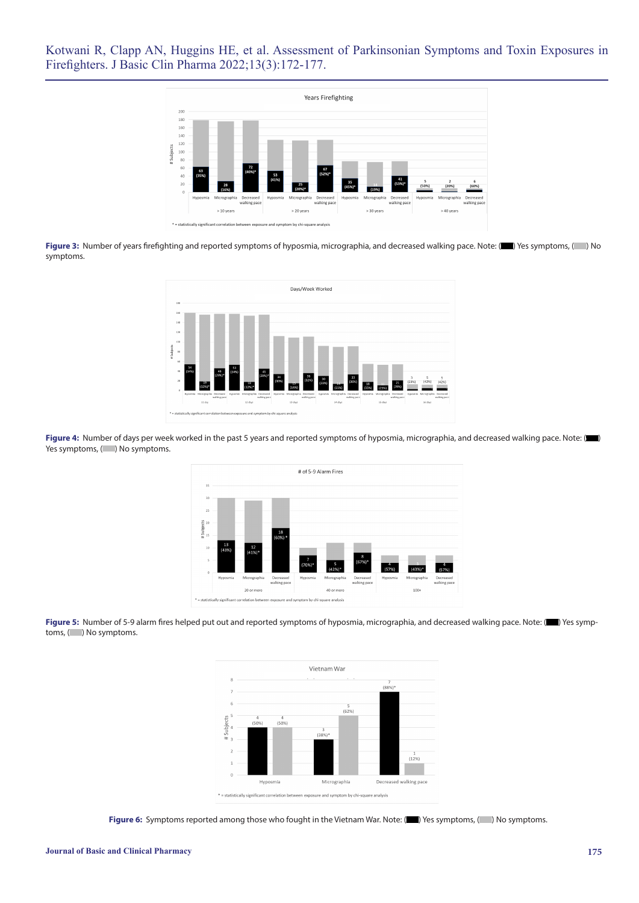**Figure 3:** Number of years firefighting and reported symptoms of hyposmia, micrographia, and decreased walking pace. Note: (■) Yes symptoms, (■) No symptoms.

**Figure 4:** Number of days per week worked in the past 5 years and reported symptoms of hyposmia, micrographia, and decreased walking pace. Note: (■) Yes symptoms, (■) No symptoms.

**Figure 5:** Number of 5-9 alarm fires helped put out and reported symptoms of hyposmia, micrographia, and decreased walking pace. Note: (■) Yes symptoms, (■) No symptoms.

**Figure 6:** Symptoms reported among those who fought in the Vietnam War. Note: (■) Yes symptoms, (■) No symptoms.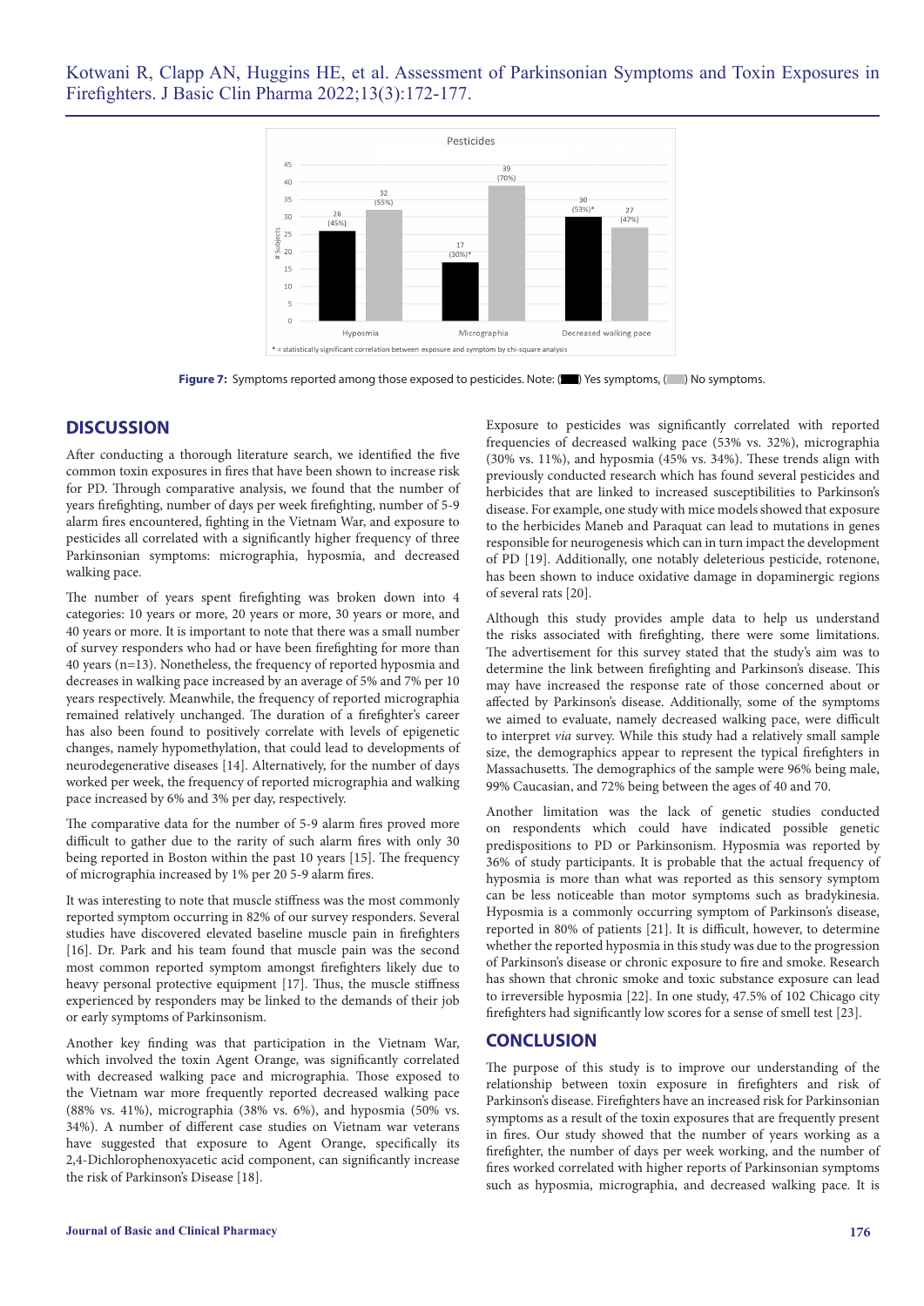Pesticides

| | Hyposmia | Micrographia | Decreased walking pace |
| --- | --- | --- | --- |
| Yes symptoms | 26 (45%) | 17 (30%)* | 30 (53%)* |
| No symptoms | 32 (55%) | 39 (70%) | 27 (47%) |

\* = statistically significant correlation between exposure and symptom by chi-square analysis

**Figure 7:** Symptoms reported among those exposed to pesticides. Note: (■) Yes symptoms, (■) No symptoms.

## DISCUSSION

After conducting a thorough literature search, we identified the five common toxin exposures in fires that have been shown to increase risk for PD. Through comparative analysis, we found that the number of years firefighting, number of days per week firefighting, number of 5-9 alarm fires encountered, fighting in the Vietnam War, and exposure to pesticides all correlated with a significantly higher frequency of three Parkinsonian symptoms: micrographia, hyposmia, and decreased walking pace.

The number of years spent firefighting was broken down into 4 categories: 10 years or more, 20 years or more, 30 years or more, and 40 years or more. It is important to note that there was a small number of survey responders who had or have been firefighting for more than 40 years (n=13). Nonetheless, the frequency of reported hyposmia and decreases in walking pace increased by an average of 5% and 7% per 10 years respectively. Meanwhile, the frequency of reported micrographia remained relatively unchanged. The duration of a firefighter's career has also been found to positively correlate with levels of epigenetic changes, namely hypomethylation, that could lead to developments of neurodegenerative diseases [14]. Alternatively, for the number of days worked per week, the frequency of reported micrographia and walking pace increased by 6% and 3% per day, respectively.

The comparative data for the number of 5-9 alarm fires proved more difficult to gather due to the rarity of such alarm fires with only 30 being reported in Boston within the past 10 years [15]. The frequency of micrographia increased by 1% per 20 5-9 alarm fires.

It was interesting to note that muscle stiffness was the most commonly reported symptom occurring in 82% of our survey responders. Several studies have discovered elevated baseline muscle pain in firefighters [16]. Dr. Park and his team found that muscle pain was the second most common reported symptom amongst firefighters likely due to heavy personal protective equipment [17]. Thus, the muscle stiffness experienced by responders may be linked to the demands of their job or early symptoms of Parkinsonism.

Another key finding was that participation in the Vietnam War, which involved the toxin Agent Orange, was significantly correlated with decreased walking pace and micrographia. Those exposed to the Vietnam war more frequently reported decreased walking pace (88% vs. 41%), micrographia (38% vs. 6%), and hyposmia (50% vs. 34%). A number of different case studies on Vietnam war veterans have suggested that exposure to Agent Orange, specifically its 2,4-Dichlorophenoxyacetic acid component, can significantly increase the risk of Parkinson's Disease [18].

Exposure to pesticides was significantly correlated with reported frequencies of decreased walking pace (53% vs. 32%), micrographia (30% vs. 11%), and hyposmia (45% vs. 34%). These trends align with previously conducted research which has found several pesticides and herbicides that are linked to increased susceptibilities to Parkinson's disease. For example, one study with mice models showed that exposure to the herbicides Maneb and Paraquat can lead to mutations in genes responsible for neurogenesis which can in turn impact the development of PD [19]. Additionally, one notably deleterious pesticide, rotenone, has been shown to induce oxidative damage in dopaminergic regions of several rats [20].

Although this study provides ample data to help us understand the risks associated with firefighting, there were some limitations. The advertisement for this survey stated that the study's aim was to determine the link between firefighting and Parkinson's disease. This may have increased the response rate of those concerned about or affected by Parkinson's disease. Additionally, some of the symptoms we aimed to evaluate, namely decreased walking pace, were difficult to interpret *via* survey. While this study had a relatively small sample size, the demographics appear to represent the typical firefighters in Massachusetts. The demographics of the sample were 96% being male, 99% Caucasian, and 72% being between the ages of 40 and 70.

Another limitation was the lack of genetic studies conducted on respondents which could have indicated possible genetic predispositions to PD or Parkinsonism. Hyposmia was reported by 36% of study participants. It is probable that the actual frequency of hyposmia is more than what was reported as this sensory symptom can be less noticeable than motor symptoms such as bradykinesia. Hyposmia is a commonly occurring symptom of Parkinson's disease, reported in 80% of patients [21]. It is difficult, however, to determine whether the reported hyposmia in this study was due to the progression of Parkinson's disease or chronic exposure to fire and smoke. Research has shown that chronic smoke and toxic substance exposure can lead to irreversible hyposmia [22]. In one study, 47.5% of 102 Chicago city firefighters had significantly low scores for a sense of smell test [23].

## CONCLUSION

The purpose of this study is to improve our understanding of the relationship between toxin exposure in firefighters and risk of Parkinson's disease. Firefighters have an increased risk for Parkinsonian symptoms as a result of the toxin exposures that are frequently present in fires. Our study showed that the number of years working as a firefighter, the number of days per week working, and the number of fires worked correlated with higher reports of Parkinsonian symptoms such as hyposmia, micrographia, and decreased walking pace. It is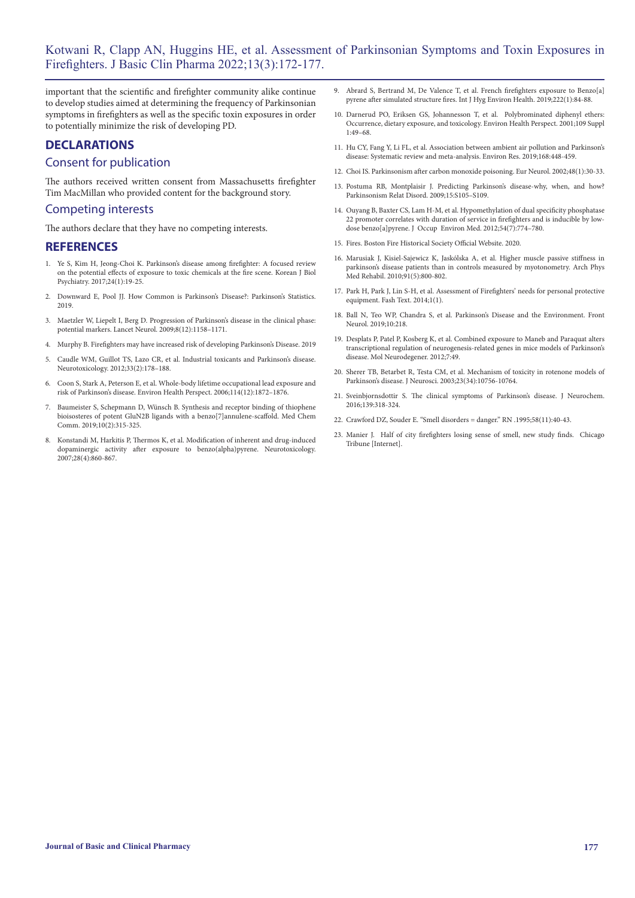important that the scientific and firefighter community alike continue to develop studies aimed at determining the frequency of Parkinsonian symptoms in firefighters as well as the specific toxin exposures in order to potentially minimize the risk of developing PD.

## DECLARATIONS

### Consent for publication

The authors received written consent from Massachusetts firefighter Tim MacMillan who provided content for the background story.

### Competing interests

The authors declare that they have no competing interests.

## REFERENCES

1. Ye S, Kim H, Jeong-Choi K. Parkinson's disease among firefighter: A focused review on the potential effects of exposure to toxic chemicals at the fire scene. Korean J Biol Psychiatry. 2017;24(1):19-25.
2. Downward E, Pool JJ. How Common is Parkinson's Disease?: Parkinson's Statistics. 2019.
3. Maetzler W, Liepelt I, Berg D. Progression of Parkinson's disease in the clinical phase: potential markers. Lancet Neurol. 2009;8(12):1158–1171.
4. Murphy B. Firefighters may have increased risk of developing Parkinson's Disease. 2019
5. Caudle WM, Guillot TS, Lazo CR, et al. Industrial toxicants and Parkinson's disease. Neurotoxicology. 2012;33(2):178–188.
6. Coon S, Stark A, Peterson E, et al. Whole-body lifetime occupational lead exposure and risk of Parkinson's disease. Environ Health Perspect. 2006;114(12):1872–1876.
7. Baumeister S, Schepmann D, Wünsch B. Synthesis and receptor binding of thiophene bioisosteres of potent GluN2B ligands with a benzo[7]annulene-scaffold. Med Chem Comm. 2019;10(2):315-325.
8. Konstandi M, Harkitis P, Thermos K, et al. Modification of inherent and drug-induced dopaminergic activity after exposure to benzo(alpha)pyrene. Neurotoxicology. 2007;28(4):860-867.
9. Abrard S, Bertrand M, De Valence T, et al. French firefighters exposure to Benzo[a] pyrene after simulated structure fires. Int J Hyg Environ Health. 2019;222(1):84-88.
10. Darnerud PO, Eriksen GS, Johannesson T, et al. Polybrominated diphenyl ethers: Occurrence, dietary exposure, and toxicology. Environ Health Perspect. 2001;109 Suppl 1:49–68.
11. Hu CY, Fang Y, Li FL, et al. Association between ambient air pollution and Parkinson's disease: Systematic review and meta-analysis. Environ Res. 2019;168:448-459.
12. Choi IS. Parkinsonism after carbon monoxide poisoning. Eur Neurol. 2002;48(1):30-33.
13. Postuma RB, Montplaisir J. Predicting Parkinson's disease-why, when, and how? Parkinsonism Relat Disord. 2009;15:S105–S109.
14. Ouyang B, Baxter CS, Lam H-M, et al. Hypomethylation of dual specificity phosphatase 22 promoter correlates with duration of service in firefighters and is inducible by low-dose benzo[a]pyrene. J Occup Environ Med. 2012;54(7):774–780.
15. Fires. Boston Fire Historical Society Official Website. 2020.
16. Marusiak J, Kisiel-Sajewicz K, Jaskólska A, et al. Higher muscle passive stiffness in parkinson's disease patients than in controls measured by myotonometry. Arch Phys Med Rehabil. 2010;91(5):800-802.
17. Park H, Park J, Lin S-H, et al. Assessment of Firefighters' needs for personal protective equipment. Fash Text. 2014;1(1).
18. Ball N, Teo WP, Chandra S, et al. Parkinson's Disease and the Environment. Front Neurol. 2019;10:218.
19. Desplats P, Patel P, Kosberg K, et al. Combined exposure to Maneb and Paraquat alters transcriptional regulation of neurogenesis-related genes in mice models of Parkinson's disease. Mol Neurodegener. 2012;7:49.
20. Sherer TB, Betarbet R, Testa CM, et al. Mechanism of toxicity in rotenone models of Parkinson's disease. J Neurosci. 2003;23(34):10756-10764.
21. Sveinbjornsdottir S. The clinical symptoms of Parkinson's disease. J Neurochem. 2016;139:318-324.
22. Crawford DZ, Souder E. "Smell disorders = danger." RN .1995;58(11):40-43.
23. Manier J. Half of city firefighters losing sense of smell, new study finds. Chicago Tribune [Internet].